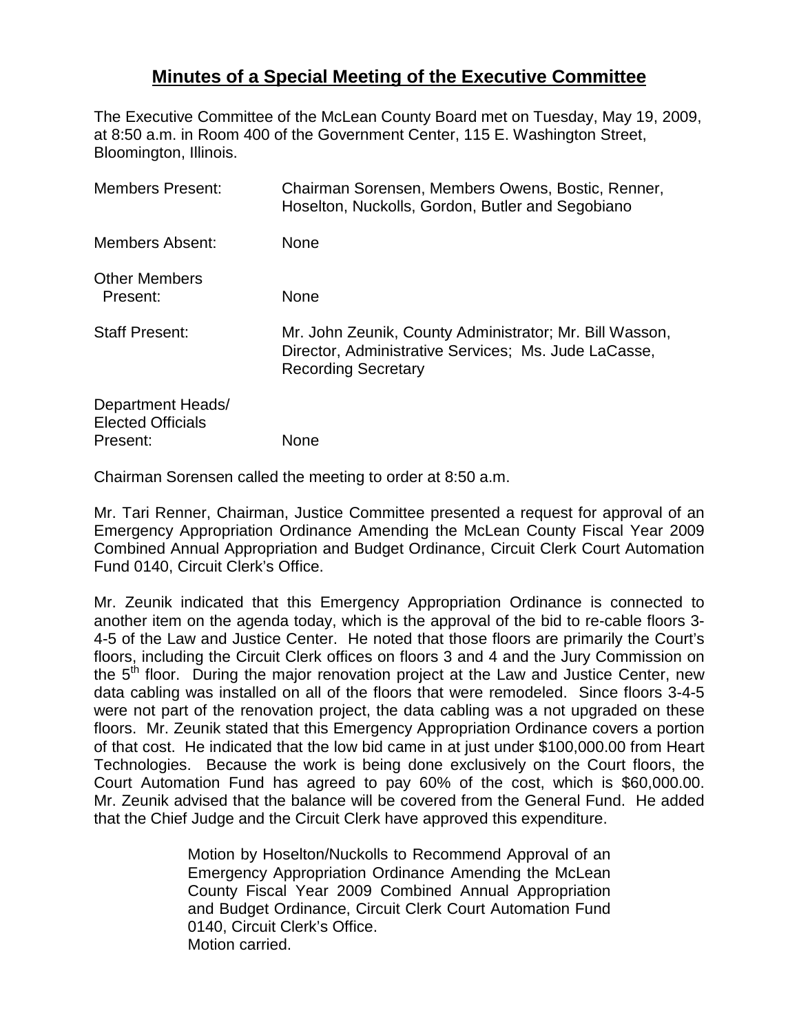# Minutes of a Special Meeting of the Executive Committee

The Executive Committee of the McLean County Board met on Tuesday, May 19, 2009, at 8:50 a.m. in Room 400 of the Government Center, 115 E. Washington Street, Bloomington, Illinois.

Members Present: Chairman Sorensen, Members Owens, Bostic, Renner, Hoselton, Nuckolls, Gordon, Butler and Segobiano

Members Absent: None

Other Members Present: None

Staff Present: Mr. John Zeunik, County Administrator; Mr. Bill Wasson, Director, Administrative Services; Ms. Jude LaCasse, Recording Secretary

Department Heads/ Elected Officials Present: None

Chairman Sorensen called the meeting to order at 8:50 a.m.

Mr. Tari Renner, Chairman, Justice Committee presented a request for approval of an Emergency Appropriation Ordinance Amending the McLean County Fiscal Year 2009 Combined Annual Appropriation and Budget Ordinance, Circuit Clerk Court Automation Fund 0140, Circuit Clerk's Office.

Mr. Zeunik indicated that this Emergency Appropriation Ordinance is connected to another item on the agenda today, which is the approval of the bid to re-cable floors 3-4-5 of the Law and Justice Center. He noted that those floors are primarily the Court's floors, including the Circuit Clerk offices on floors 3 and 4 and the Jury Commission on the 5th floor. During the major renovation project at the Law and Justice Center, new data cabling was installed on all of the floors that were remodeled. Since floors 3-4-5 were not part of the renovation project, the data cabling was a not upgraded on these floors. Mr. Zeunik stated that this Emergency Appropriation Ordinance covers a portion of that cost. He indicated that the low bid came in at just under $100,000.00 from Heart Technologies. Because the work is being done exclusively on the Court floors, the Court Automation Fund has agreed to pay 60% of the cost, which is $60,000.00. Mr. Zeunik advised that the balance will be covered from the General Fund. He added that the Chief Judge and the Circuit Clerk have approved this expenditure.

> Motion by Hoselton/Nuckolls to Recommend Approval of an Emergency Appropriation Ordinance Amending the McLean County Fiscal Year 2009 Combined Annual Appropriation and Budget Ordinance, Circuit Clerk Court Automation Fund 0140, Circuit Clerk's Office.
> Motion carried.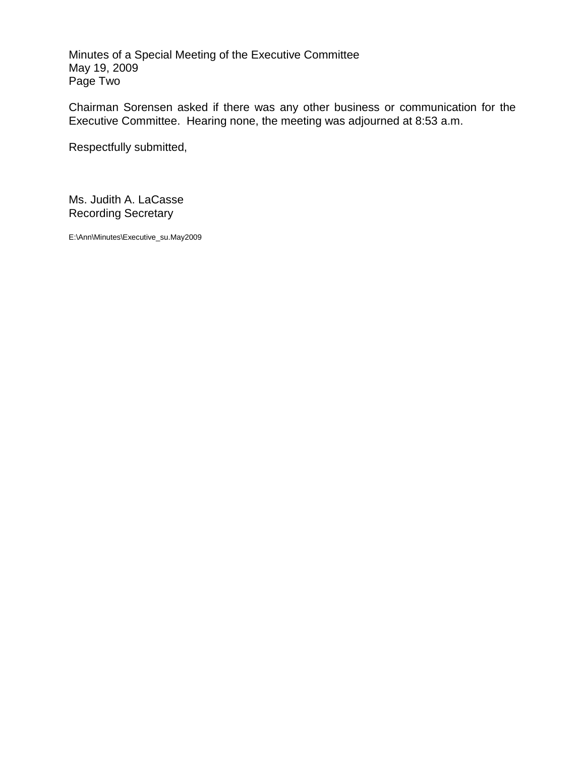Chairman Sorensen asked if there was any other business or communication for the Executive Committee. Hearing none, the meeting was adjourned at 8:53 a.m.

Respectfully submitted,

Ms. Judith A. LaCasse
Recording Secretary

E:\Ann\Minutes\Executive_su.May2009